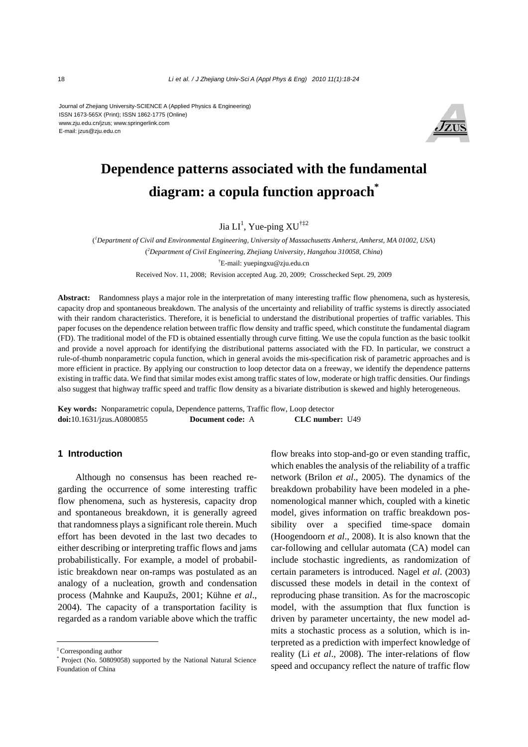Journal of Zhejiang University-SCIENCE A (Applied Physics & Engineering)
ISSN 1673-565X (Print); ISSN 1862-1775 (Online)
www.zju.edu.cn/jzus; www.springerlink.com
E-mail: jzus@zju.edu.cn

# Dependence patterns associated with the fundamental diagram: a copula function approach*

Jia LI[1], Yue-ping XU[†‡2]

([1]*Department of Civil and Environmental Engineering, University of Massachusetts Amherst, Amherst, MA 01002, USA*)

([2]*Department of Civil Engineering, Zhejiang University, Hangzhou 310058, China*)

[†]E-mail: yuepingxu@zju.edu.cn

Received Nov. 11, 2008; Revision accepted Aug. 20, 2009; Crosschecked Sept. 29, 2009

**Abstract:** Randomness plays a major role in the interpretation of many interesting traffic flow phenomena, such as hysteresis, capacity drop and spontaneous breakdown. The analysis of the uncertainty and reliability of traffic systems is directly associated with their random characteristics. Therefore, it is beneficial to understand the distributional properties of traffic variables. This paper focuses on the dependence relation between traffic flow density and traffic speed, which constitute the fundamental diagram (FD). The traditional model of the FD is obtained essentially through curve fitting. We use the copula function as the basic toolkit and provide a novel approach for identifying the distributional patterns associated with the FD. In particular, we construct a rule-of-thumb nonparametric copula function, which in general avoids the mis-specification risk of parametric approaches and is more efficient in practice. By applying our construction to loop detector data on a freeway, we identify the dependence patterns existing in traffic data. We find that similar modes exist among traffic states of low, moderate or high traffic densities. Our findings also suggest that highway traffic speed and traffic flow density as a bivariate distribution is skewed and highly heterogeneous.

**Key words:** Nonparametric copula, Dependence patterns, Traffic flow, Loop detector

**doi:**10.1631/jzus.A0800855 **Document code:** A **CLC number:** U49

## 1 Introduction

Although no consensus has been reached regarding the occurrence of some interesting traffic flow phenomena, such as hysteresis, capacity drop and spontaneous breakdown, it is generally agreed that randomness plays a significant role therein. Much effort has been devoted in the last two decades to either describing or interpreting traffic flows and jams probabilistically. For example, a model of probabilistic breakdown near on-ramps was postulated as an analogy of a nucleation, growth and condensation process (Mahnke and Kaupužs, 2001; Kühne *et al*., 2004). The capacity of a transportation facility is regarded as a random variable above which the traffic flow breaks into stop-and-go or even standing traffic, which enables the analysis of the reliability of a traffic network (Brilon *et al*., 2005). The dynamics of the breakdown probability have been modeled in a phenomenological manner which, coupled with a kinetic model, gives information on traffic breakdown possibility over a specified time-space domain (Hoogendoorn *et al*., 2008). It is also known that the car-following and cellular automata (CA) model can include stochastic ingredients, as randomization of certain parameters is introduced. Nagel *et al*. (2003) discussed these models in detail in the context of reproducing phase transition. As for the macroscopic model, with the assumption that flux function is driven by parameter uncertainty, the new model admits a stochastic process as a solution, which is interpreted as a prediction with imperfect knowledge of reality (Li *et al*., 2008). The inter-relations of flow speed and occupancy reflect the nature of traffic flow

---

‡ Corresponding author

\* Project (No. 50809058) supported by the National Natural Science Foundation of China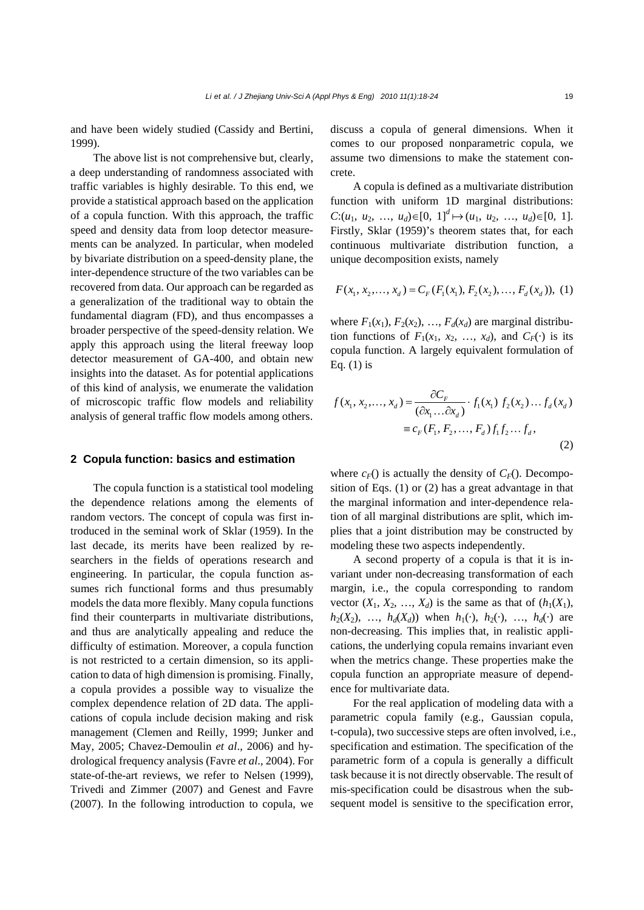and have been widely studied (Cassidy and Bertini, 1999).

The above list is not comprehensive but, clearly, a deep understanding of randomness associated with traffic variables is highly desirable. To this end, we provide a statistical approach based on the application of a copula function. With this approach, the traffic speed and density data from loop detector measurements can be analyzed. In particular, when modeled by bivariate distribution on a speed-density plane, the inter-dependence structure of the two variables can be recovered from data. Our approach can be regarded as a generalization of the traditional way to obtain the fundamental diagram (FD), and thus encompasses a broader perspective of the speed-density relation. We apply this approach using the literal freeway loop detector measurement of GA-400, and obtain new insights into the dataset. As for potential applications of this kind of analysis, we enumerate the validation of microscopic traffic flow models and reliability analysis of general traffic flow models among others.

## 2 Copula function: basics and estimation

The copula function is a statistical tool modeling the dependence relations among the elements of random vectors. The concept of copula was first introduced in the seminal work of Sklar (1959). In the last decade, its merits have been realized by researchers in the fields of operations research and engineering. In particular, the copula function assumes rich functional forms and thus presumably models the data more flexibly. Many copula functions find their counterparts in multivariate distributions, and thus are analytically appealing and reduce the difficulty of estimation. Moreover, a copula function is not restricted to a certain dimension, so its application to data of high dimension is promising. Finally, a copula provides a possible way to visualize the complex dependence relation of 2D data. The applications of copula include decision making and risk management (Clemen and Reilly, 1999; Junker and May, 2005; Chavez-Demoulin *et al*., 2006) and hydrological frequency analysis (Favre *et al*., 2004). For state-of-the-art reviews, we refer to Nelsen (1999), Trivedi and Zimmer (2007) and Genest and Favre (2007). In the following introduction to copula, we discuss a copula of general dimensions. When it comes to our proposed nonparametric copula, we assume two dimensions to make the statement concrete.

A copula is defined as a multivariate distribution function with uniform 1D marginal distributions: $C:(u_1, u_2, \ldots, u_d)\in[0, 1]^d \mapsto (u_1, u_2, \ldots, u_d)\in[0, 1]$. Firstly, Sklar (1959)'s theorem states that, for each continuous multivariate distribution function, a unique decomposition exists, namely

$$F(x_1, x_2, \ldots, x_d) = C_F(F_1(x_1), F_2(x_2), \ldots, F_d(x_d)), \quad (1)$$

where $F_1(x_1)$, $F_2(x_2)$, …, $F_d(x_d)$ are marginal distribution functions of $F_1(x_1, x_2, \ldots, x_d)$, and $C_F(\cdot)$ is its copula function. A largely equivalent formulation of Eq. (1) is

$$\begin{aligned} f(x_1, x_2, \ldots, x_d) &= \frac{\partial C_F}{(\partial x_1 \ldots \partial x_d)} \cdot f_1(x_1)\, f_2(x_2) \ldots f_d(x_d) \\ &\equiv c_F(F_1, F_2, \ldots, F_d)\, f_1 f_2 \ldots f_d, \end{aligned} \quad (2)$$

where $c_F()$ is actually the density of $C_F()$. Decomposition of Eqs. (1) or (2) has a great advantage in that the marginal information and inter-dependence relation of all marginal distributions are split, which implies that a joint distribution may be constructed by modeling these two aspects independently.

A second property of a copula is that it is invariant under non-decreasing transformation of each margin, i.e., the copula corresponding to random vector $(X_1, X_2, \ldots, X_d)$ is the same as that of $(h_1(X_1), h_2(X_2), \ldots, h_d(X_d))$ when $h_1(\cdot)$, $h_2(\cdot)$, …, $h_d(\cdot)$ are non-decreasing. This implies that, in realistic applications, the underlying copula remains invariant even when the metrics change. These properties make the copula function an appropriate measure of dependence for multivariate data.

For the real application of modeling data with a parametric copula family (e.g., Gaussian copula, t-copula), two successive steps are often involved, i.e., specification and estimation. The specification of the parametric form of a copula is generally a difficult task because it is not directly observable. The result of mis-specification could be disastrous when the subsequent model is sensitive to the specification error,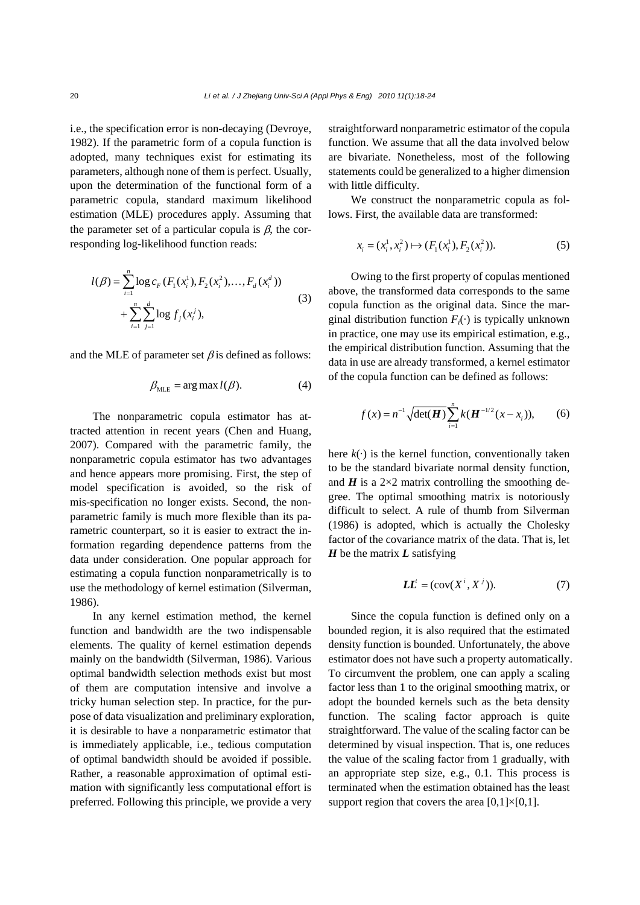i.e., the specification error is non-decaying (Devroye, 1982). If the parametric form of a copula function is adopted, many techniques exist for estimating its parameters, although none of them is perfect. Usually, upon the determination of the functional form of a parametric copula, standard maximum likelihood estimation (MLE) procedures apply. Assuming that the parameter set of a particular copula is $\beta$, the corresponding log-likelihood function reads:

$$l(\beta) = \sum_{i=1}^{n} \log c_F(F_1(x_i^1), F_2(x_i^2), \ldots, F_d(x_i^d)) + \sum_{i=1}^{n}\sum_{j=1}^{d} \log f_j(x_i^j), \tag{3}$$

and the MLE of parameter set $\beta$ is defined as follows:

$$\beta_{\text{MLE}} = \arg\max l(\beta). \tag{4}$$

The nonparametric copula estimator has attracted attention in recent years (Chen and Huang, 2007). Compared with the parametric family, the nonparametric copula estimator has two advantages and hence appears more promising. First, the step of model specification is avoided, so the risk of mis-specification no longer exists. Second, the nonparametric family is much more flexible than its parametric counterpart, so it is easier to extract the information regarding dependence patterns from the data under consideration. One popular approach for estimating a copula function nonparametrically is to use the methodology of kernel estimation (Silverman, 1986).

In any kernel estimation method, the kernel function and bandwidth are the two indispensable elements. The quality of kernel estimation depends mainly on the bandwidth (Silverman, 1986). Various optimal bandwidth selection methods exist but most of them are computation intensive and involve a tricky human selection step. In practice, for the purpose of data visualization and preliminary exploration, it is desirable to have a nonparametric estimator that is immediately applicable, i.e., tedious computation of optimal bandwidth should be avoided if possible. Rather, a reasonable approximation of optimal estimation with significantly less computational effort is preferred. Following this principle, we provide a very straightforward nonparametric estimator of the copula function. We assume that all the data involved below are bivariate. Nonetheless, most of the following statements could be generalized to a higher dimension with little difficulty.

We construct the nonparametric copula as follows. First, the available data are transformed:

$$x_i = (x_i^1, x_i^2) \mapsto (F_1(x_i^1), F_2(x_i^2)). \tag{5}$$

Owing to the first property of copulas mentioned above, the transformed data corresponds to the same copula function as the original data. Since the marginal distribution function $F_i(\cdot)$ is typically unknown in practice, one may use its empirical estimation, e.g., the empirical distribution function. Assuming that the data in use are already transformed, a kernel estimator of the copula function can be defined as follows:

$$f(x) = n^{-1}\sqrt{\det(\boldsymbol{H})}\sum_{i=1}^{n} k(\boldsymbol{H}^{-1/2}(x - x_i)), \tag{6}$$

here $k(\cdot)$ is the kernel function, conventionally taken to be the standard bivariate normal density function, and $\boldsymbol{H}$ is a 2×2 matrix controlling the smoothing degree. The optimal smoothing matrix is notoriously difficult to select. A rule of thumb from Silverman (1986) is adopted, which is actually the Cholesky factor of the covariance matrix of the data. That is, let $\boldsymbol{H}$ be the matrix $\boldsymbol{L}$ satisfying

$$\boldsymbol{L}\boldsymbol{L}^{t} = (\text{cov}(X^i, X^j)). \tag{7}$$

Since the copula function is defined only on a bounded region, it is also required that the estimated density function is bounded. Unfortunately, the above estimator does not have such a property automatically. To circumvent the problem, one can apply a scaling factor less than 1 to the original smoothing matrix, or adopt the bounded kernels such as the beta density function. The scaling factor approach is quite straightforward. The value of the scaling factor can be determined by visual inspection. That is, one reduces the value of the scaling factor from 1 gradually, with an appropriate step size, e.g., 0.1. This process is terminated when the estimation obtained has the least support region that covers the area [0,1]×[0,1].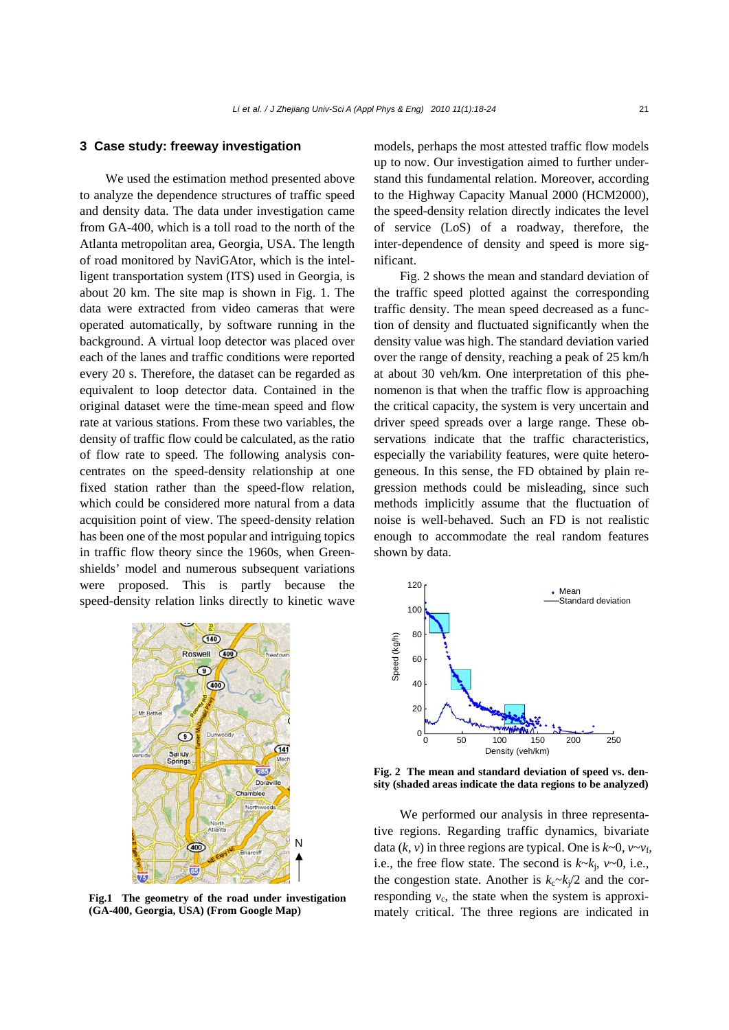## 3 Case study: freeway investigation

We used the estimation method presented above to analyze the dependence structures of traffic speed and density data. The data under investigation came from GA-400, which is a toll road to the north of the Atlanta metropolitan area, Georgia, USA. The length of road monitored by NaviGAtor, which is the intelligent transportation system (ITS) used in Georgia, is about 20 km. The site map is shown in Fig. 1. The data were extracted from video cameras that were operated automatically, by software running in the background. A virtual loop detector was placed over each of the lanes and traffic conditions were reported every 20 s. Therefore, the dataset can be regarded as equivalent to loop detector data. Contained in the original dataset were the time-mean speed and flow rate at various stations. From these two variables, the density of traffic flow could be calculated, as the ratio of flow rate to speed. The following analysis concentrates on the speed-density relationship at one fixed station rather than the speed-flow relation, which could be considered more natural from a data acquisition point of view. The speed-density relation has been one of the most popular and intriguing topics in traffic flow theory since the 1960s, when Greenshields' model and numerous subsequent variations were proposed. This is partly because the speed-density relation links directly to kinetic wave models, perhaps the most attested traffic flow models up to now. Our investigation aimed to further understand this fundamental relation. Moreover, according to the Highway Capacity Manual 2000 (HCM2000), the speed-density relation directly indicates the level of service (LoS) of a roadway, therefore, the inter-dependence of density and speed is more significant.

**Fig.1 The geometry of the road under investigation (GA-400, Georgia, USA) (From Google Map)**

Fig. 2 shows the mean and standard deviation of the traffic speed plotted against the corresponding traffic density. The mean speed decreased as a function of density and fluctuated significantly when the density value was high. The standard deviation varied over the range of density, reaching a peak of 25 km/h at about 30 veh/km. One interpretation of this phenomenon is that when the traffic flow is approaching the critical capacity, the system is very uncertain and driver speed spreads over a large range. These observations indicate that the traffic characteristics, especially the variability features, were quite heterogeneous. In this sense, the FD obtained by plain regression methods could be misleading, since such methods implicitly assume that the fluctuation of noise is well-behaved. Such an FD is not realistic enough to accommodate the real random features shown by data.

**Fig. 2 The mean and standard deviation of speed vs. density (shaded areas indicate the data regions to be analyzed)**

We performed our analysis in three representative regions. Regarding traffic dynamics, bivariate data $(k, v)$ in three regions are typical. One is $k$~0, $v$~$v_f$, i.e., the free flow state. The second is $k$~$k_j$, $v$~0, i.e., the congestion state. Another is $k_c$~$k_j/2$ and the corresponding $v_c$, the state when the system is approximately critical. The three regions are indicated in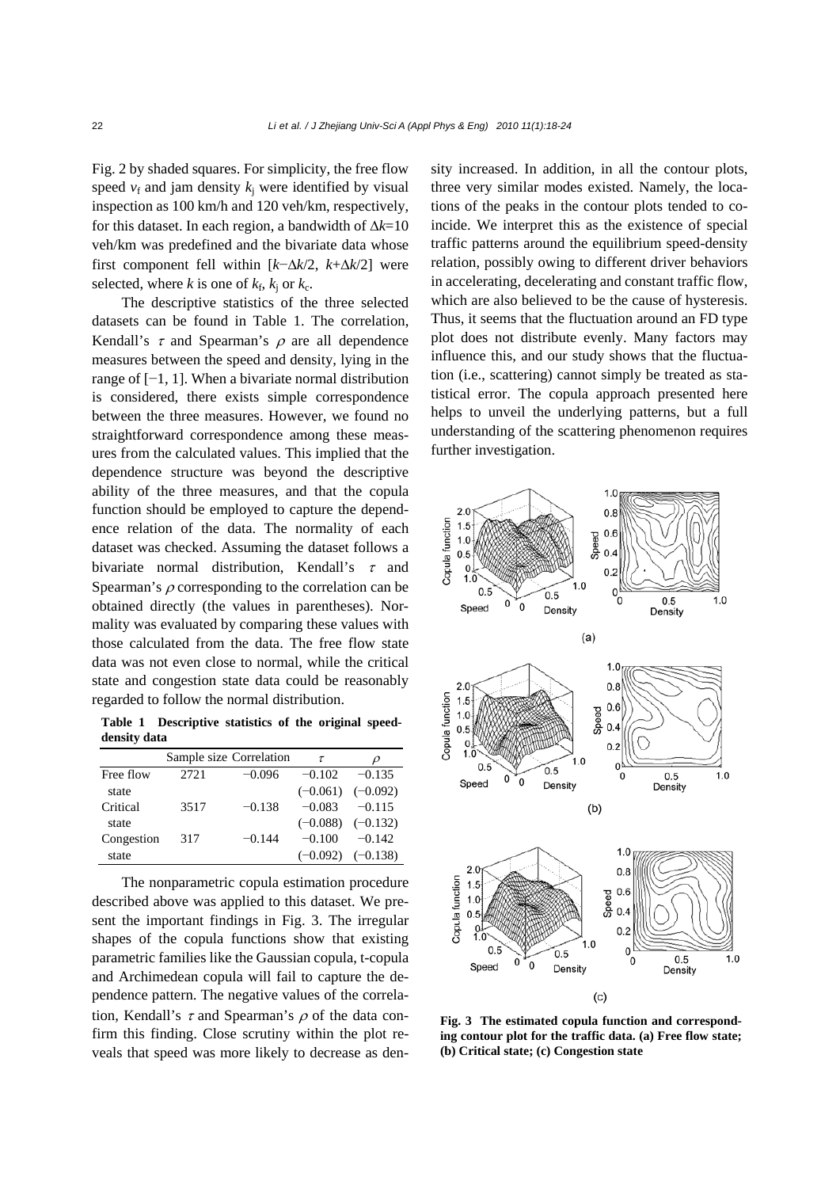Fig. 2 by shaded squares. For simplicity, the free flow speed $v_f$ and jam density $k_j$ were identified by visual inspection as 100 km/h and 120 veh/km, respectively, for this dataset. In each region, a bandwidth of $\Delta k$=10 veh/km was predefined and the bivariate data whose first component fell within $[k-\Delta k/2, k+\Delta k/2]$ were selected, where $k$ is one of $k_f$, $k_j$ or $k_c$.

The descriptive statistics of the three selected datasets can be found in Table 1. The correlation, Kendall's $\tau$ and Spearman's $\rho$ are all dependence measures between the speed and density, lying in the range of [−1, 1]. When a bivariate normal distribution is considered, there exists simple correspondence between the three measures. However, we found no straightforward correspondence among these measures from the calculated values. This implied that the dependence structure was beyond the descriptive ability of the three measures, and that the copula function should be employed to capture the dependence relation of the data. The normality of each dataset was checked. Assuming the dataset follows a bivariate normal distribution, Kendall's $\tau$ and Spearman's $\rho$ corresponding to the correlation can be obtained directly (the values in parentheses). Normality was evaluated by comparing these values with those calculated from the data. The free flow state data was not even close to normal, while the critical state and congestion state data could be reasonably regarded to follow the normal distribution.

**Table 1 Descriptive statistics of the original speed-density data**

| | Sample size | Correlation | $\tau$ | $\rho$ |
|---|---|---|---|---|
| Free flow state | 2721 | −0.096 | −0.102 (−0.061) | −0.135 (−0.092) |
| Critical state | 3517 | −0.138 | −0.083 (−0.088) | −0.115 (−0.132) |
| Congestion state | 317 | −0.144 | −0.100 (−0.092) | −0.142 (−0.138) |

The nonparametric copula estimation procedure described above was applied to this dataset. We present the important findings in Fig. 3. The irregular shapes of the copula functions show that existing parametric families like the Gaussian copula, t-copula and Archimedean copula will fail to capture the dependence pattern. The negative values of the correlation, Kendall's $\tau$ and Spearman's $\rho$ of the data confirm this finding. Close scrutiny within the plot reveals that speed was more likely to decrease as density increased. In addition, in all the contour plots, three very similar modes existed. Namely, the locations of the peaks in the contour plots tended to coincide. We interpret this as the existence of special traffic patterns around the equilibrium speed-density relation, possibly owing to different driver behaviors in accelerating, decelerating and constant traffic flow, which are also believed to be the cause of hysteresis. Thus, it seems that the fluctuation around an FD type plot does not distribute evenly. Many factors may influence this, and our study shows that the fluctuation (i.e., scattering) cannot simply be treated as statistical error. The copula approach presented here helps to unveil the underlying patterns, but a full understanding of the scattering phenomenon requires further investigation.

**Fig. 3 The estimated copula function and corresponding contour plot for the traffic data. (a) Free flow state; (b) Critical state; (c) Congestion state**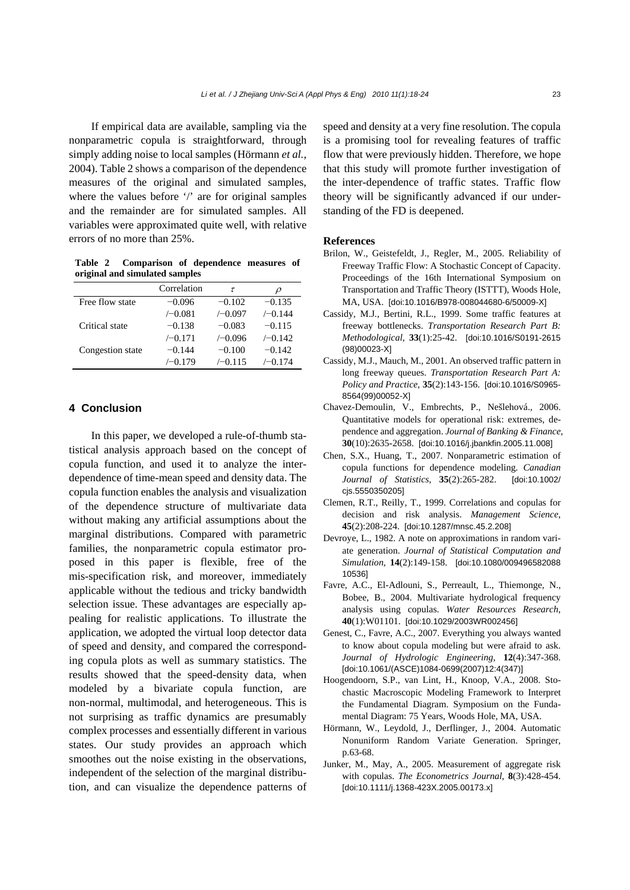If empirical data are available, sampling via the nonparametric copula is straightforward, through simply adding noise to local samples (Hörmann *et al.*, 2004). Table 2 shows a comparison of the dependence measures of the original and simulated samples, where the values before '/' are for original samples and the remainder are for simulated samples. All variables were approximated quite well, with relative errors of no more than 25%.

**Table 2 Comparison of dependence measures of original and simulated samples**

| | Correlation | $\tau$ | $\rho$ |
|---|---|---|---|
| Free flow state | −0.096 | −0.102 | −0.135 |
| | /−0.081 | /−0.097 | /−0.144 |
| Critical state | −0.138 | −0.083 | −0.115 |
| | /−0.171 | /−0.096 | /−0.142 |
| Congestion state | −0.144 | −0.100 | −0.142 |
| | /−0.179 | /−0.115 | /−0.174 |

## 4 Conclusion

In this paper, we developed a rule-of-thumb statistical analysis approach based on the concept of copula function, and used it to analyze the inter-dependence of time-mean speed and density data. The copula function enables the analysis and visualization of the dependence structure of multivariate data without making any artificial assumptions about the marginal distributions. Compared with parametric families, the nonparametric copula estimator proposed in this paper is flexible, free of the mis-specification risk, and moreover, immediately applicable without the tedious and tricky bandwidth selection issue. These advantages are especially appealing for realistic applications. To illustrate the application, we adopted the virtual loop detector data of speed and density, and compared the corresponding copula plots as well as summary statistics. The results showed that the speed-density data, when modeled by a bivariate copula function, are non-normal, multimodal, and heterogeneous. This is not surprising as traffic dynamics are presumably complex processes and essentially different in various states. Our study provides an approach which smoothes out the noise existing in the observations, independent of the selection of the marginal distribution, and can visualize the dependence patterns of speed and density at a very fine resolution. The copula is a promising tool for revealing features of traffic flow that were previously hidden. Therefore, we hope that this study will promote further investigation of the inter-dependence of traffic states. Traffic flow theory will be significantly advanced if our understanding of the FD is deepened.

### References

Brilon, W., Geistefeldt, J., Regler, M., 2005. Reliability of Freeway Traffic Flow: A Stochastic Concept of Capacity. Proceedings of the 16th International Symposium on Transportation and Traffic Theory (ISTTT), Woods Hole, MA, USA. [doi:10.1016/B978-008044680-6/50009-X]

Cassidy, M.J., Bertini, R.L., 1999. Some traffic features at freeway bottlenecks. *Transportation Research Part B: Methodological*, **33**(1):25-42. [doi:10.1016/S0191-2615(98)00023-X]

Cassidy, M.J., Mauch, M., 2001. An observed traffic pattern in long freeway queues. *Transportation Research Part A: Policy and Practice*, **35**(2):143-156. [doi:10.1016/S0965-8564(99)00052-X]

Chavez-Demoulin, V., Embrechts, P., Nešlehová., 2006. Quantitative models for operational risk: extremes, dependence and aggregation. *Journal of Banking & Finance*, **30**(10):2635-2658. [doi:10.1016/j.jbankfin.2005.11.008]

Chen, S.X., Huang, T., 2007. Nonparametric estimation of copula functions for dependence modeling. *Canadian Journal of Statistics*, **35**(2):265-282. [doi:10.1002/cjs.5550350205]

Clemen, R.T., Reilly, T., 1999. Correlations and copulas for decision and risk analysis. *Management Science*, **45**(2):208-224. [doi:10.1287/mnsc.45.2.208]

Devroye, L., 1982. A note on approximations in random variate generation. *Journal of Statistical Computation and Simulation*, **14**(2):149-158. [doi:10.1080/00949658208810536]

Favre, A.C., El-Adlouni, S., Perreault, L., Thiemonge, N., Bobee, B., 2004. Multivariate hydrological frequency analysis using copulas. *Water Resources Research*, **40**(1):W01101. [doi:10.1029/2003WR002456]

Genest, C., Favre, A.C., 2007. Everything you always wanted to know about copula modeling but were afraid to ask. *Journal of Hydrologic Engineering*, **12**(4):347-368. [doi:10.1061/(ASCE)1084-0699(2007)12:4(347)]

Hoogendoorn, S.P., van Lint, H., Knoop, V.A., 2008. Stochastic Macroscopic Modeling Framework to Interpret the Fundamental Diagram. Symposium on the Fundamental Diagram: 75 Years, Woods Hole, MA, USA.

Hörmann, W., Leydold, J., Derflinger, J., 2004. Automatic Nonuniform Random Variate Generation. Springer, p.63-68.

Junker, M., May, A., 2005. Measurement of aggregate risk with copulas. *The Econometrics Journal*, **8**(3):428-454. [doi:10.1111/j.1368-423X.2005.00173.x]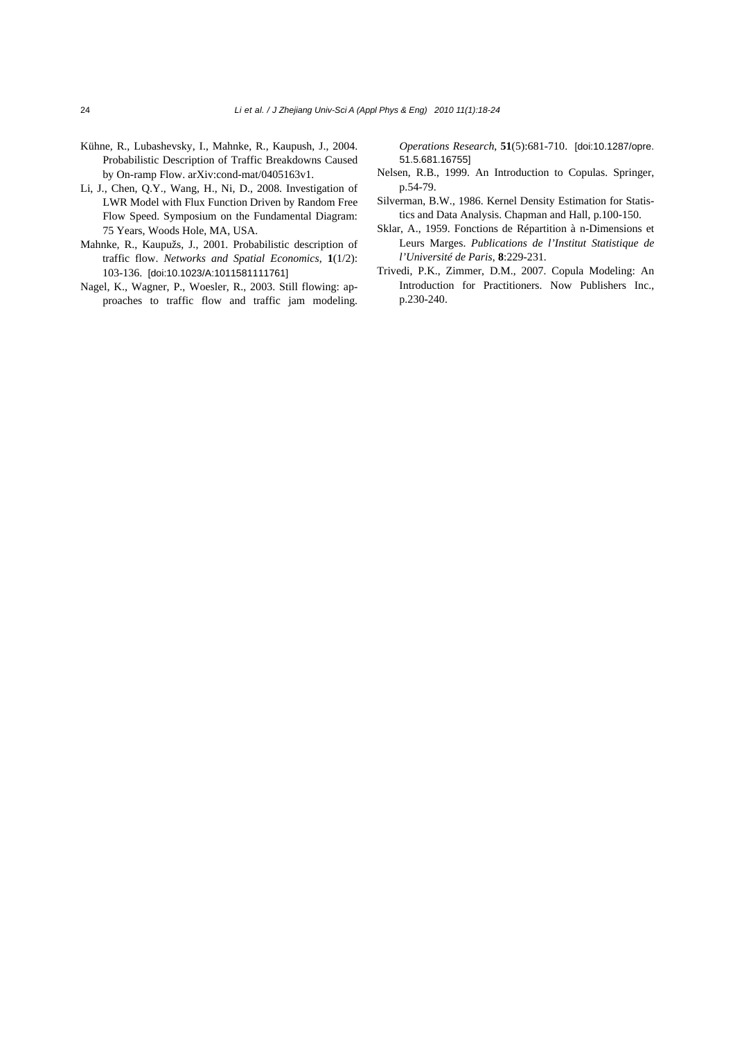Kühne, R., Lubashevsky, I., Mahnke, R., Kaupush, J., 2004. Probabilistic Description of Traffic Breakdowns Caused by On-ramp Flow. arXiv:cond-mat/0405163v1.

Li, J., Chen, Q.Y., Wang, H., Ni, D., 2008. Investigation of LWR Model with Flux Function Driven by Random Free Flow Speed. Symposium on the Fundamental Diagram: 75 Years, Woods Hole, MA, USA.

Mahnke, R., Kaupužs, J., 2001. Probabilistic description of traffic flow. *Networks and Spatial Economics*, **1**(1/2): 103-136. [doi:10.1023/A:1011581111761]

Nagel, K., Wagner, P., Woesler, R., 2003. Still flowing: approaches to traffic flow and traffic jam modeling. *Operations Research*, **51**(5):681-710. [doi:10.1287/opre.51.5.681.16755]

Nelsen, R.B., 1999. An Introduction to Copulas. Springer, p.54-79.

Silverman, B.W., 1986. Kernel Density Estimation for Statistics and Data Analysis. Chapman and Hall, p.100-150.

Sklar, A., 1959. Fonctions de Répartition à n-Dimensions et Leurs Marges. *Publications de l'Institut Statistique de l'Université de Paris*, **8**:229-231.

Trivedi, P.K., Zimmer, D.M., 2007. Copula Modeling: An Introduction for Practitioners. Now Publishers Inc., p.230-240.